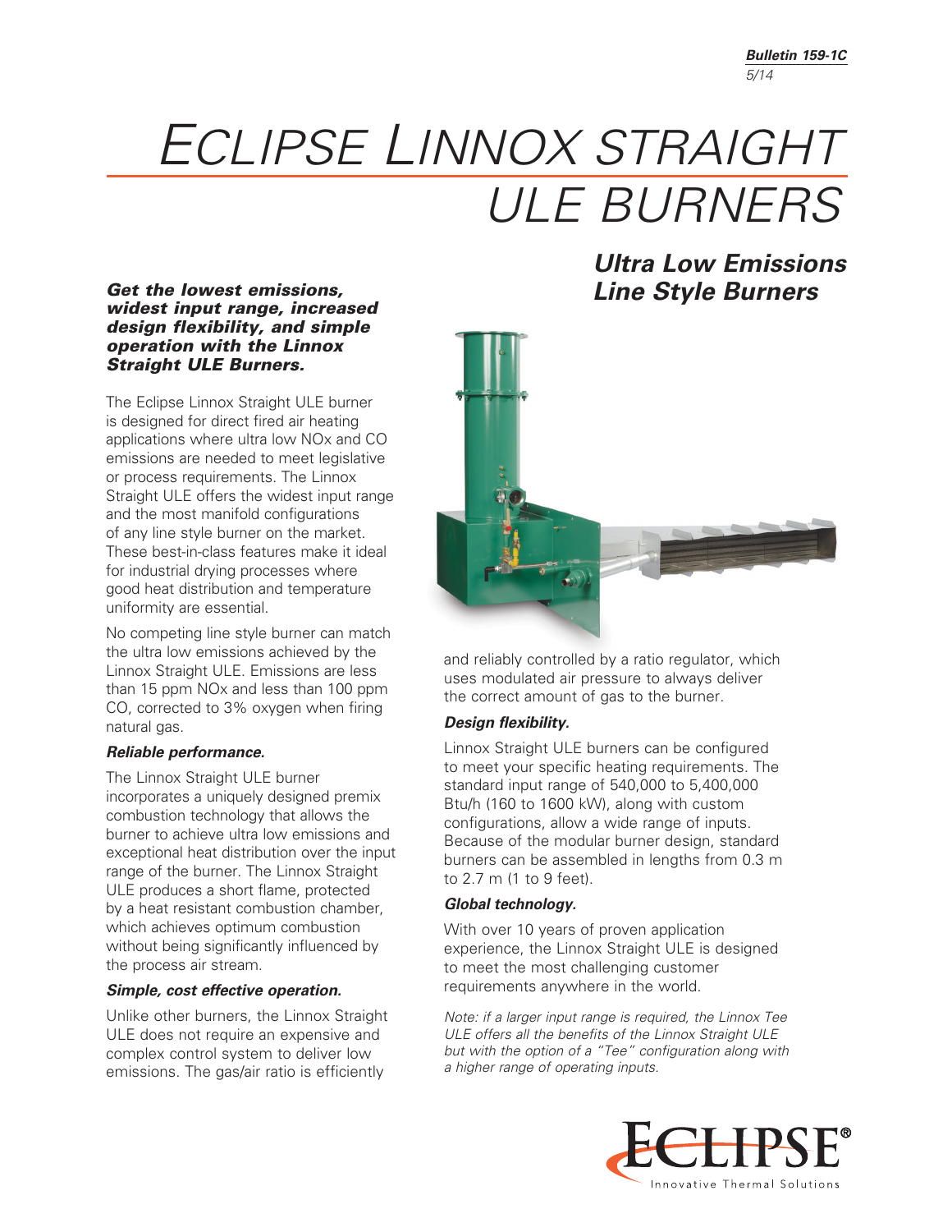# ECLIPSE LINNOX STRAIGHT ULE BURNERS

## *Ultra Low Emissions Line Style Burners*

***Get the lowest emissions, widest input range, increased design flexibility, and simple operation with the Linnox Straight ULE Burners.***

The Eclipse Linnox Straight ULE burner is designed for direct fired air heating applications where ultra low NOx and CO emissions are needed to meet legislative or process requirements. The Linnox Straight ULE offers the widest input range and the most manifold configurations of any line style burner on the market. These best-in-class features make it ideal for industrial drying processes where good heat distribution and temperature uniformity are essential.

No competing line style burner can match the ultra low emissions achieved by the Linnox Straight ULE. Emissions are less than 15 ppm NOx and less than 100 ppm CO, corrected to 3% oxygen when firing natural gas.

***Reliable performance.***

The Linnox Straight ULE burner incorporates a uniquely designed premix combustion technology that allows the burner to achieve ultra low emissions and exceptional heat distribution over the input range of the burner. The Linnox Straight ULE produces a short flame, protected by a heat resistant combustion chamber, which achieves optimum combustion without being significantly influenced by the process air stream.

***Simple, cost effective operation.***

Unlike other burners, the Linnox Straight ULE does not require an expensive and complex control system to deliver low emissions. The gas/air ratio is efficiently and reliably controlled by a ratio regulator, which uses modulated air pressure to always deliver the correct amount of gas to the burner.

***Design flexibility.***

Linnox Straight ULE burners can be configured to meet your specific heating requirements. The standard input range of 540,000 to 5,400,000 Btu/h (160 to 1600 kW), along with custom configurations, allow a wide range of inputs. Because of the modular burner design, standard burners can be assembled in lengths from 0.3 m to 2.7 m (1 to 9 feet).

***Global technology.***

With over 10 years of proven application experience, the Linnox Straight ULE is designed to meet the most challenging customer requirements anywhere in the world.

*Note: if a larger input range is required, the Linnox Tee ULE offers all the benefits of the Linnox Straight ULE but with the option of a "Tee" configuration along with a higher range of operating inputs.*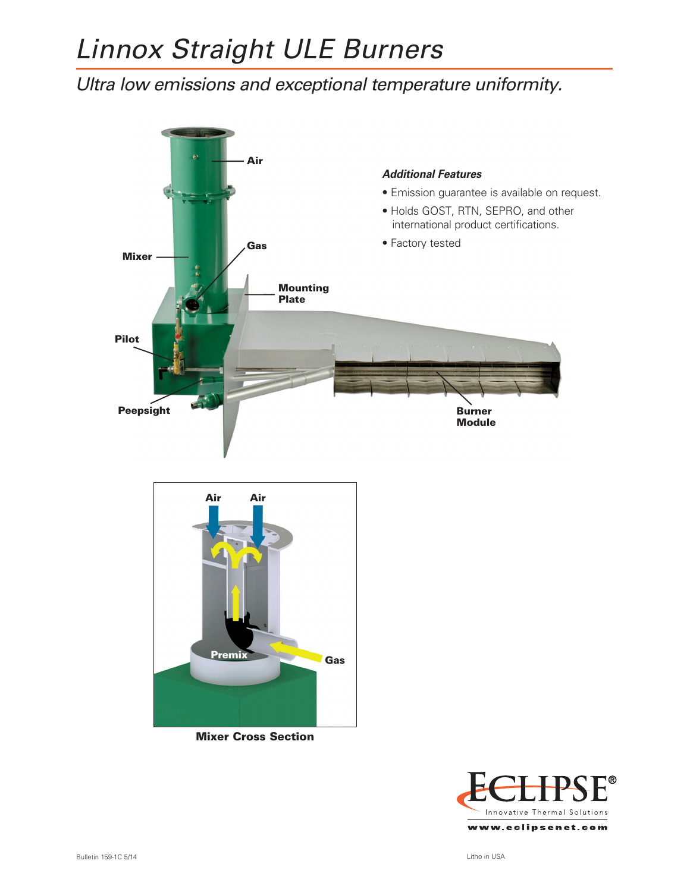# *Linnox Straight ULE Burners*

## *Ultra low emissions and exceptional temperature uniformity.*

Air

Gas

Mixer

Mounting Plate

Pilot

Peepsight

Burner Module

***Additional Features***

- Emission guarantee is available on request.
- Holds GOST, RTN, SEPRO, and other international product certifications.
- Factory tested

Air Air

Premix

Gas

**Mixer Cross Section**

ECLIPSE®
Innovative Thermal Solutions
www.eclipsenet.com

Bulletin 159-1C 5/14

Litho in USA